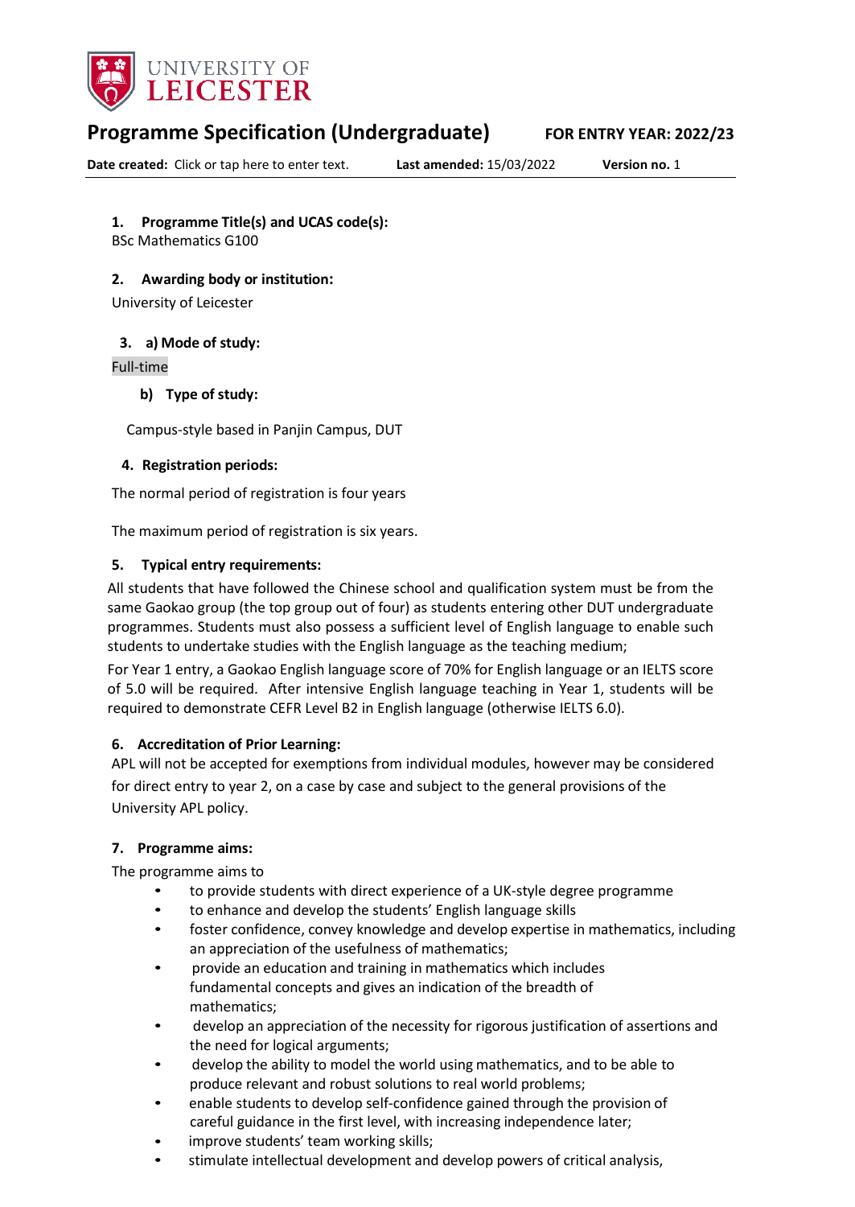# Programme Specification (Undergraduate)

**FOR ENTRY YEAR: 2022/23**

**Date created:** Click or tap here to enter text. **Last amended:** 15/03/2022 **Version no.** 1

### 1. Programme Title(s) and UCAS code(s):

BSc Mathematics G100

### 2. Awarding body or institution:

University of Leicester

### 3. a) Mode of study:

Full-time

#### b) Type of study:

Campus-style based in Panjin Campus, DUT

### 4. Registration periods:

The normal period of registration is four years

The maximum period of registration is six years.

### 5. Typical entry requirements:

All students that have followed the Chinese school and qualification system must be from the same Gaokao group (the top group out of four) as students entering other DUT undergraduate programmes. Students must also possess a sufficient level of English language to enable such students to undertake studies with the English language as the teaching medium;

For Year 1 entry, a Gaokao English language score of 70% for English language or an IELTS score of 5.0 will be required. After intensive English language teaching in Year 1, students will be required to demonstrate CEFR Level B2 in English language (otherwise IELTS 6.0).

### 6. Accreditation of Prior Learning:

APL will not be accepted for exemptions from individual modules, however may be considered for direct entry to year 2, on a case by case and subject to the general provisions of the University APL policy.

### 7. Programme aims:

The programme aims to

- to provide students with direct experience of a UK-style degree programme
- to enhance and develop the students' English language skills
- foster confidence, convey knowledge and develop expertise in mathematics, including an appreciation of the usefulness of mathematics;
- provide an education and training in mathematics which includes fundamental concepts and gives an indication of the breadth of mathematics;
- develop an appreciation of the necessity for rigorous justification of assertions and the need for logical arguments;
- develop the ability to model the world using mathematics, and to be able to produce relevant and robust solutions to real world problems;
- enable students to develop self-confidence gained through the provision of careful guidance in the first level, with increasing independence later;
- improve students' team working skills;
- stimulate intellectual development and develop powers of critical analysis,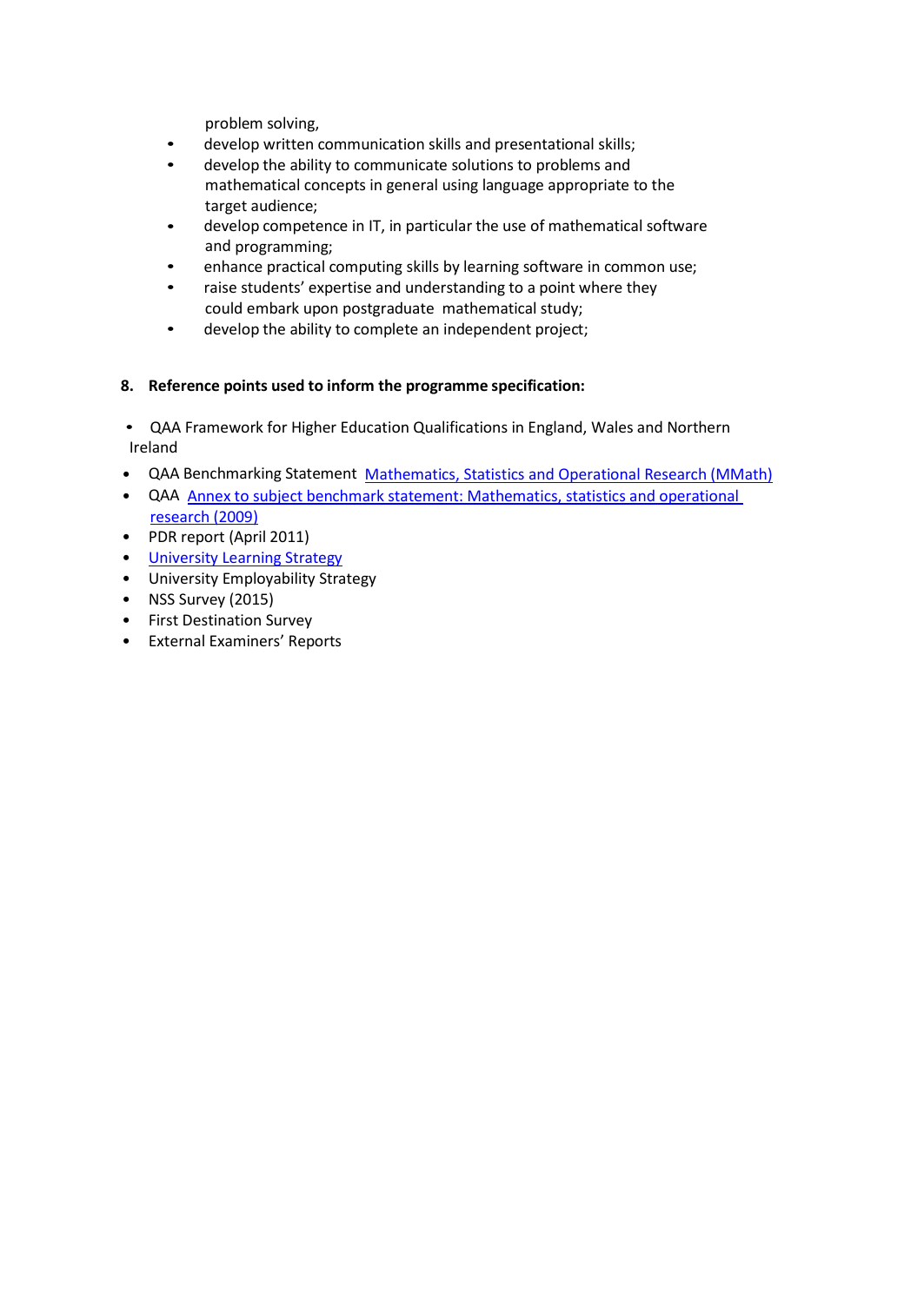problem solving,

- develop written communication skills and presentational skills;
- develop the ability to communicate solutions to problems and mathematical concepts in general using language appropriate to the target audience;
- develop competence in IT, in particular the use of mathematical software and programming;
- enhance practical computing skills by learning software in common use;
- raise students' expertise and understanding to a point where they could embark upon postgraduate mathematical study;
- develop the ability to complete an independent project;

**8. Reference points used to inform the programme specification:**

- QAA Framework for Higher Education Qualifications in England, Wales and Northern Ireland
- QAA Benchmarking Statement Mathematics, Statistics and Operational Research (MMath)
- QAA Annex to subject benchmark statement: Mathematics, statistics and operational research (2009)
- PDR report (April 2011)
- University Learning Strategy
- University Employability Strategy
- NSS Survey (2015)
- First Destination Survey
- External Examiners' Reports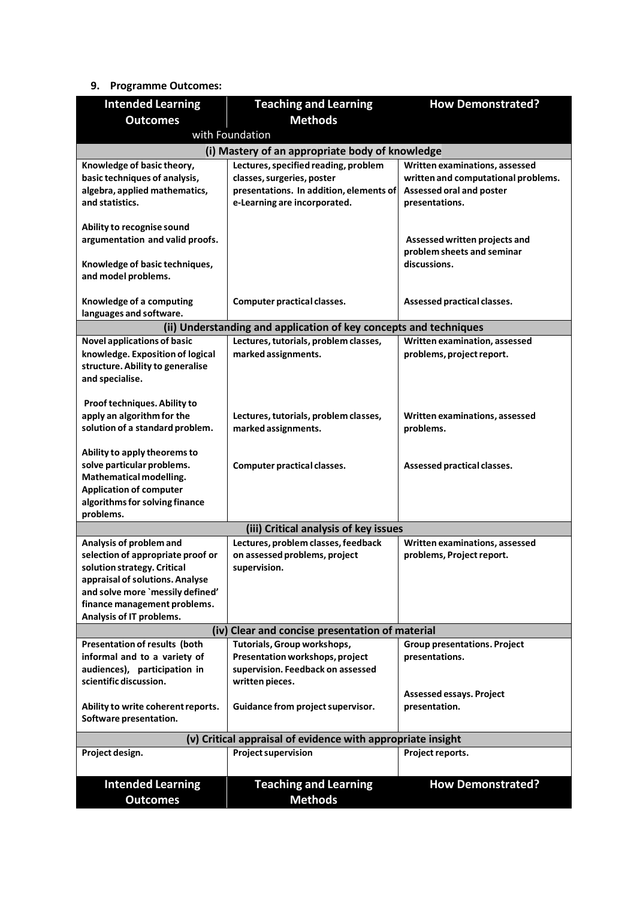## 9. Programme Outcomes:

| Intended Learning Outcomes | Teaching and Learning Methods | How Demonstrated? |
|---|---|---|
| with Foundation | | |
| **(i) Mastery of an appropriate body of knowledge** | | |
| **Knowledge of basic theory, basic techniques of analysis, algebra, applied mathematics, and statistics.** | **Lectures, specified reading, problem classes, surgeries, poster presentations. In addition, elements of e-Learning are incorporated.** | **Written examinations, assessed written and computational problems. Assessed oral and poster presentations.** |
| **Ability to recognise sound argumentation and valid proofs.** | | **Assessed written projects and problem sheets and seminar discussions.** |
| **Knowledge of basic techniques, and model problems.** | | |
| **Knowledge of a computing languages and software.** | **Computer practical classes.** | **Assessed practical classes.** |
| **(ii) Understanding and application of key concepts and techniques** | | |
| **Novel applications of basic knowledge. Exposition of logical structure. Ability to generalise and specialise.** | **Lectures, tutorials, problem classes, marked assignments.** | **Written examination, assessed problems, project report.** |
| **Proof techniques. Ability to apply an algorithm for the solution of a standard problem.** | **Lectures, tutorials, problem classes, marked assignments.** | **Written examinations, assessed problems.** |
| **Ability to apply theorems to solve particular problems. Mathematical modelling. Application of computer algorithms for solving finance problems.** | **Computer practical classes.** | **Assessed practical classes.** |
| **(iii) Critical analysis of key issues** | | |
| **Analysis of problem and selection of appropriate proof or solution strategy. Critical appraisal of solutions. Analyse and solve more `messily defined' finance management problems. Analysis of IT problems.** | **Lectures, problem classes, feedback on assessed problems, project supervision.** | **Written examinations, assessed problems, Project report.** |
| **(iv) Clear and concise presentation of material** | | |
| **Presentation of results (both informal and to a variety of audiences), participation in scientific discussion.** | **Tutorials, Group workshops, Presentation workshops, project supervision. Feedback on assessed written pieces.** | **Group presentations. Project presentations.** |
| **Ability to write coherent reports. Software presentation.** | **Guidance from project supervisor.** | **Assessed essays. Project presentation.** |
| **(v) Critical appraisal of evidence with appropriate insight** | | |
| **Project design.** | **Project supervision** | **Project reports.** |
| **Intended Learning Outcomes** | **Teaching and Learning Methods** | **How Demonstrated?** |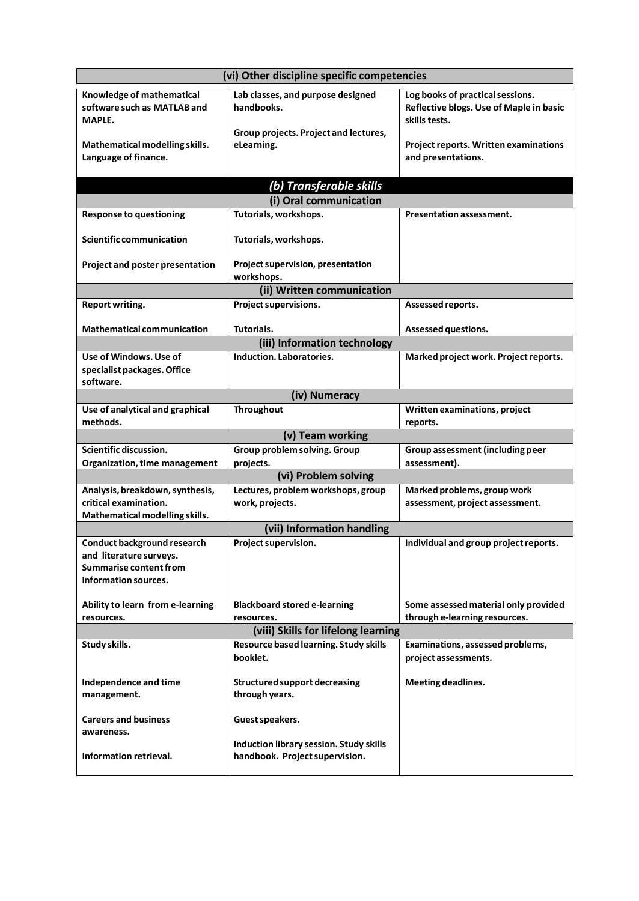| (vi) Other discipline specific competencies | | |
|---|---|---|
| Knowledge of mathematical software such as MATLAB and MAPLE.<br><br>Mathematical modelling skills. Language of finance. | Lab classes, and purpose designed handbooks.<br><br>Group projects. Project and lectures, eLearning. | Log books of practical sessions. Reflective blogs. Use of Maple in basic skills tests.<br><br>Project reports. Written examinations and presentations. |
| ***(b) Transferable skills*** | | |
| **(i) Oral communication** | | |
| Response to questioning<br><br>Scientific communication<br><br>Project and poster presentation | Tutorials, workshops.<br><br>Tutorials, workshops.<br><br>Project supervision, presentation workshops. | Presentation assessment. |
| **(ii) Written communication** | | |
| Report writing.<br><br>Mathematical communication | Project supervisions.<br><br>Tutorials. | Assessed reports.<br><br>Assessed questions. |
| **(iii) Information technology** | | |
| Use of Windows. Use of specialist packages. Office software. | Induction. Laboratories. | Marked project work. Project reports. |
| **(iv) Numeracy** | | |
| Use of analytical and graphical methods. | Throughout | Written examinations, project reports. |
| **(v) Team working** | | |
| Scientific discussion. Organization, time management | Group problem solving. Group projects. | Group assessment (including peer assessment). |
| **(vi) Problem solving** | | |
| Analysis, breakdown, synthesis, critical examination. Mathematical modelling skills. | Lectures, problem workshops, group work, projects. | Marked problems, group work assessment, project assessment. |
| **(vii) Information handling** | | |
| Conduct background research and literature surveys. Summarise content from information sources.<br><br>Ability to learn from e-learning resources. | Project supervision.<br><br>Blackboard stored e-learning resources. | Individual and group project reports.<br><br>Some assessed material only provided through e-learning resources. |
| **(viii) Skills for lifelong learning** | | |
| Study skills.<br><br>Independence and time management.<br><br>Careers and business awareness.<br><br>Information retrieval. | Resource based learning. Study skills booklet.<br><br>Structured support decreasing through years.<br><br>Guest speakers.<br><br>Induction library session. Study skills handbook. Project supervision. | Examinations, assessed problems, project assessments.<br><br>Meeting deadlines. |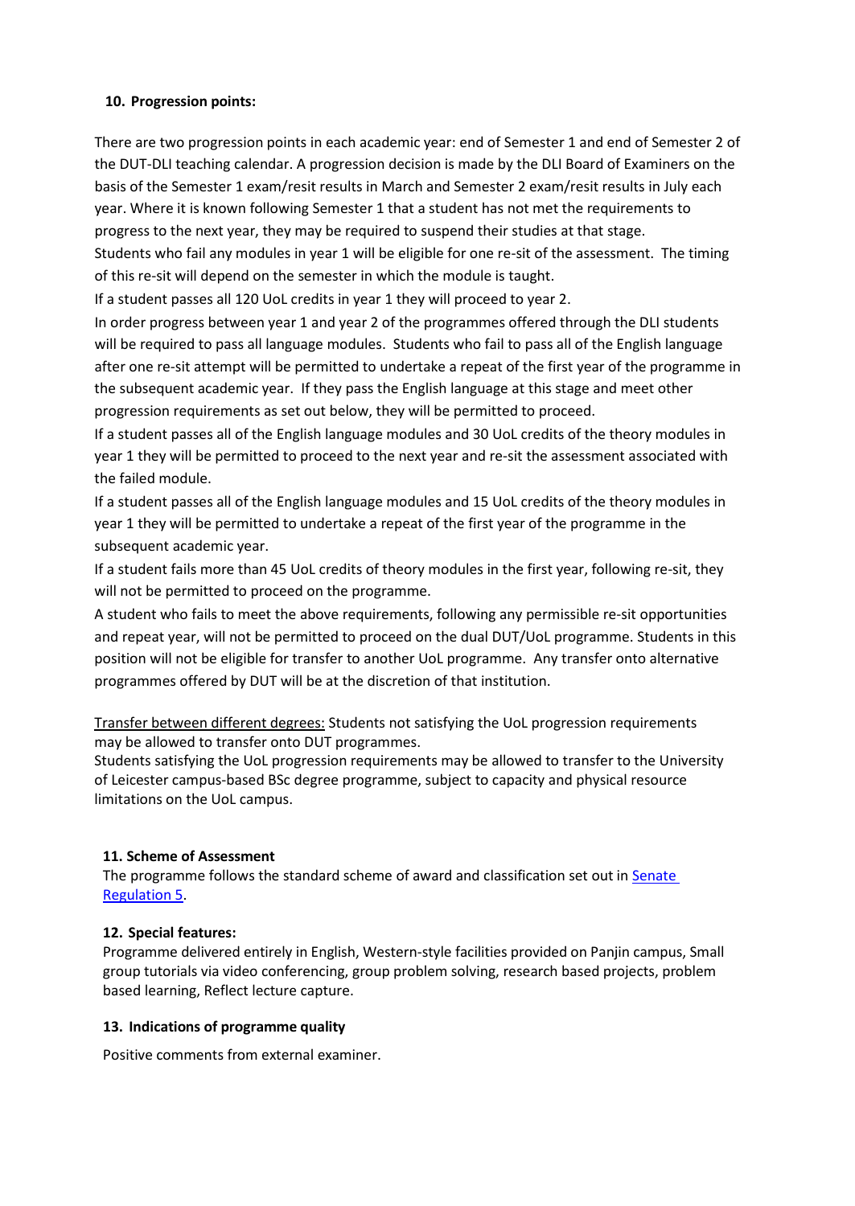## 10. Progression points:

There are two progression points in each academic year: end of Semester 1 and end of Semester 2 of the DUT-DLI teaching calendar. A progression decision is made by the DLI Board of Examiners on the basis of the Semester 1 exam/resit results in March and Semester 2 exam/resit results in July each year. Where it is known following Semester 1 that a student has not met the requirements to progress to the next year, they may be required to suspend their studies at that stage.

Students who fail any modules in year 1 will be eligible for one re-sit of the assessment. The timing of this re-sit will depend on the semester in which the module is taught.

If a student passes all 120 UoL credits in year 1 they will proceed to year 2.

In order progress between year 1 and year 2 of the programmes offered through the DLI students will be required to pass all language modules. Students who fail to pass all of the English language after one re-sit attempt will be permitted to undertake a repeat of the first year of the programme in the subsequent academic year. If they pass the English language at this stage and meet other progression requirements as set out below, they will be permitted to proceed.

If a student passes all of the English language modules and 30 UoL credits of the theory modules in year 1 they will be permitted to proceed to the next year and re-sit the assessment associated with the failed module.

If a student passes all of the English language modules and 15 UoL credits of the theory modules in year 1 they will be permitted to undertake a repeat of the first year of the programme in the subsequent academic year.

If a student fails more than 45 UoL credits of theory modules in the first year, following re-sit, they will not be permitted to proceed on the programme.

A student who fails to meet the above requirements, following any permissible re-sit opportunities and repeat year, will not be permitted to proceed on the dual DUT/UoL programme. Students in this position will not be eligible for transfer to another UoL programme. Any transfer onto alternative programmes offered by DUT will be at the discretion of that institution.

Transfer between different degrees: Students not satisfying the UoL progression requirements may be allowed to transfer onto DUT programmes.

Students satisfying the UoL progression requirements may be allowed to transfer to the University of Leicester campus-based BSc degree programme, subject to capacity and physical resource limitations on the UoL campus.

## 11. Scheme of Assessment

The programme follows the standard scheme of award and classification set out in [Senate Regulation 5](#).

## 12. Special features:

Programme delivered entirely in English, Western-style facilities provided on Panjin campus, Small group tutorials via video conferencing, group problem solving, research based projects, problem based learning, Reflect lecture capture.

## 13. Indications of programme quality

Positive comments from external examiner.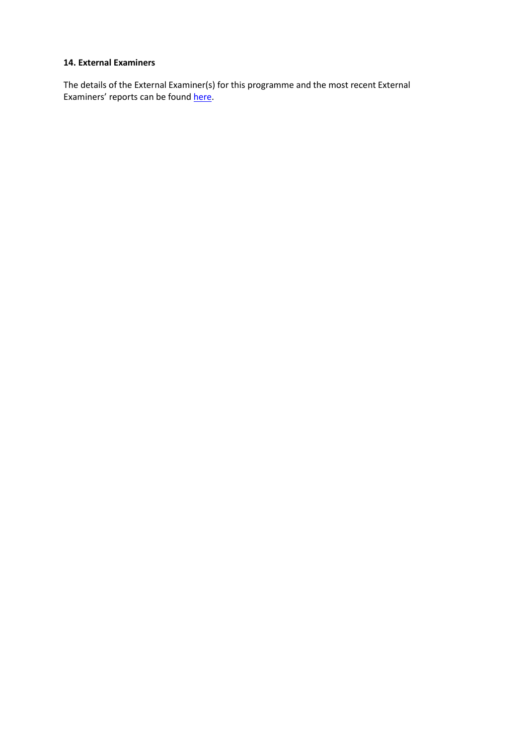**14. External Examiners**

The details of the External Examiner(s) for this programme and the most recent External Examiners' reports can be found here.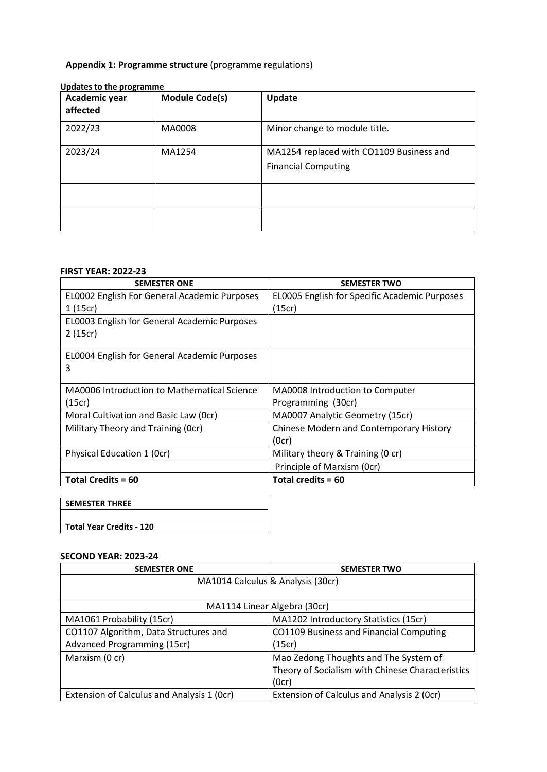**Appendix 1: Programme structure** (programme regulations)

**Updates to the programme**

| Academic year affected | Module Code(s) | Update |
|---|---|---|
| 2022/23 | MA0008 | Minor change to module title. |
| 2023/24 | MA1254 | MA1254 replaced with CO1109 Business and Financial Computing |
| | | |
| | | |

**FIRST YEAR: 2022-23**

| SEMESTER ONE | SEMESTER TWO |
|---|---|
| EL0002 English For General Academic Purposes 1 (15cr) | EL0005 English for Specific Academic Purposes (15cr) |
| EL0003 English for General Academic Purposes 2 (15cr) | |
| EL0004 English for General Academic Purposes 3 | |
| MA0006 Introduction to Mathematical Science (15cr) | MA0008 Introduction to Computer Programming (30cr) |
| Moral Cultivation and Basic Law (0cr) | MA0007 Analytic Geometry (15cr) |
| Military Theory and Training (0cr) | Chinese Modern and Contemporary History (0cr) |
| Physical Education 1 (0cr) | Military theory & Training (0 cr) |
| | Principle of Marxism (0cr) |
| **Total Credits = 60** | **Total credits = 60** |

| SEMESTER THREE |
|---|
| |
| **Total Year Credits - 120** |

**SECOND YEAR: 2023-24**

| SEMESTER ONE | SEMESTER TWO |
|---|---|
| MA1014 Calculus & Analysis (30cr) | |
| MA1114 Linear Algebra (30cr) | |
| MA1061 Probability (15cr) | MA1202 Introductory Statistics (15cr) |
| CO1107 Algorithm, Data Structures and Advanced Programming (15cr) | CO1109 Business and Financial Computing (15cr) |
| Marxism (0 cr) | Mao Zedong Thoughts and The System of Theory of Socialism with Chinese Characteristics (0cr) |
| Extension of Calculus and Analysis 1 (0cr) | Extension of Calculus and Analysis 2 (0cr) |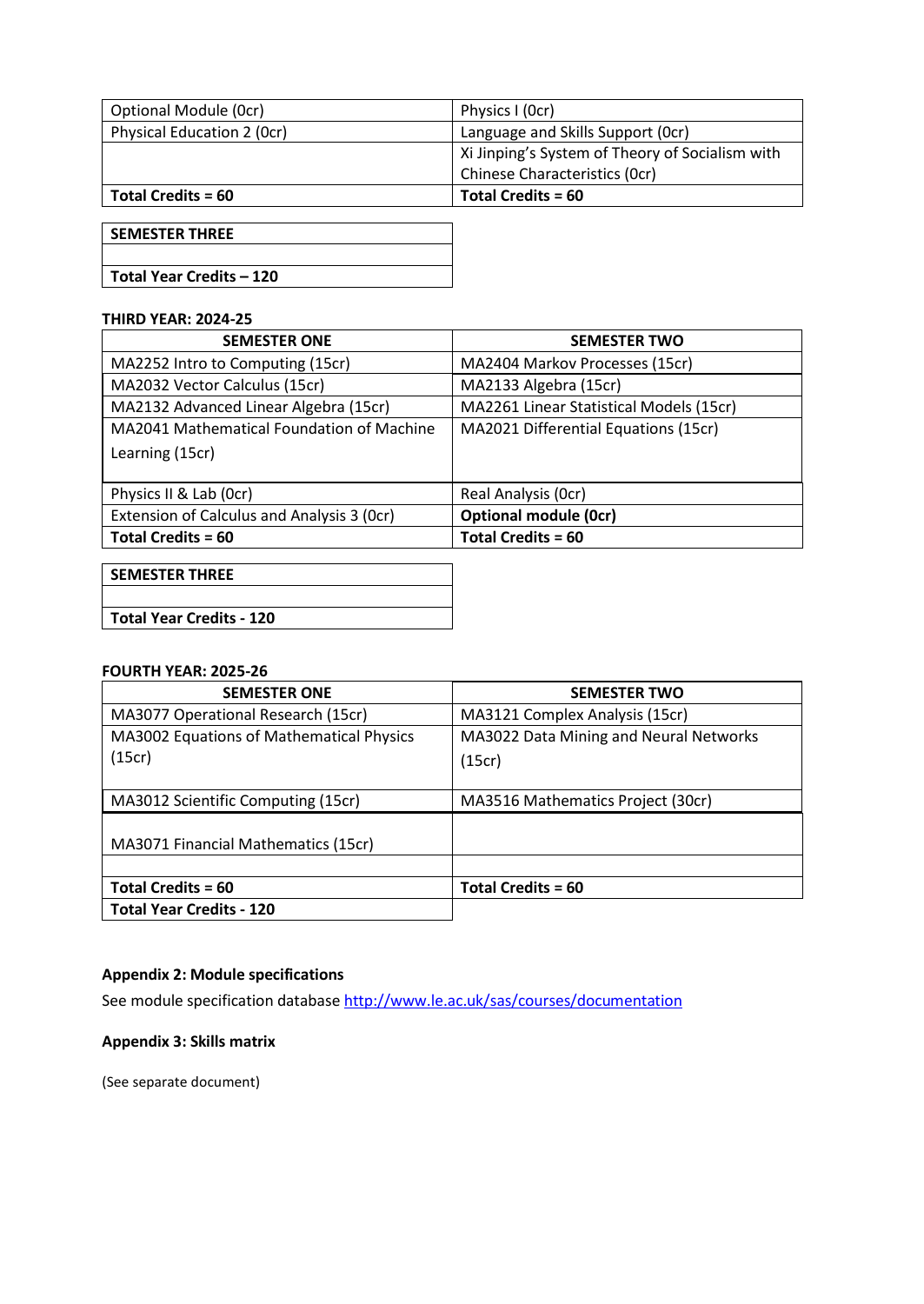| | |
|---|---|
| Optional Module (0cr) | Physics I (0cr) |
| Physical Education 2 (0cr) | Language and Skills Support (0cr) |
| | Xi Jinping's System of Theory of Socialism with Chinese Characteristics (0cr) |
| **Total Credits = 60** | **Total Credits = 60** |

| **SEMESTER THREE** |
|---|
| |
| **Total Year Credits – 120** |

**THIRD YEAR: 2024-25**

| SEMESTER ONE | SEMESTER TWO |
|---|---|
| MA2252 Intro to Computing (15cr) | MA2404 Markov Processes (15cr) |
| MA2032 Vector Calculus (15cr) | MA2133 Algebra (15cr) |
| MA2132 Advanced Linear Algebra (15cr) | MA2261 Linear Statistical Models (15cr) |
| MA2041 Mathematical Foundation of Machine Learning (15cr) | MA2021 Differential Equations (15cr) |
| Physics II & Lab (0cr) | Real Analysis (0cr) |
| Extension of Calculus and Analysis 3 (0cr) | **Optional module (0cr)** |
| **Total Credits = 60** | **Total Credits = 60** |

| **SEMESTER THREE** |
|---|
| |
| **Total Year Credits - 120** |

**FOURTH YEAR: 2025-26**

| SEMESTER ONE | SEMESTER TWO |
|---|---|
| MA3077 Operational Research (15cr) | MA3121 Complex Analysis (15cr) |
| MA3002 Equations of Mathematical Physics (15cr) | MA3022 Data Mining and Neural Networks (15cr) |
| MA3012 Scientific Computing (15cr) | MA3516 Mathematics Project (30cr) |
| MA3071 Financial Mathematics (15cr) | |
| | |
| **Total Credits = 60** | **Total Credits = 60** |
| **Total Year Credits - 120** | |

**Appendix 2: Module specifications**

See module specification database http://www.le.ac.uk/sas/courses/documentation

**Appendix 3: Skills matrix**

(See separate document)